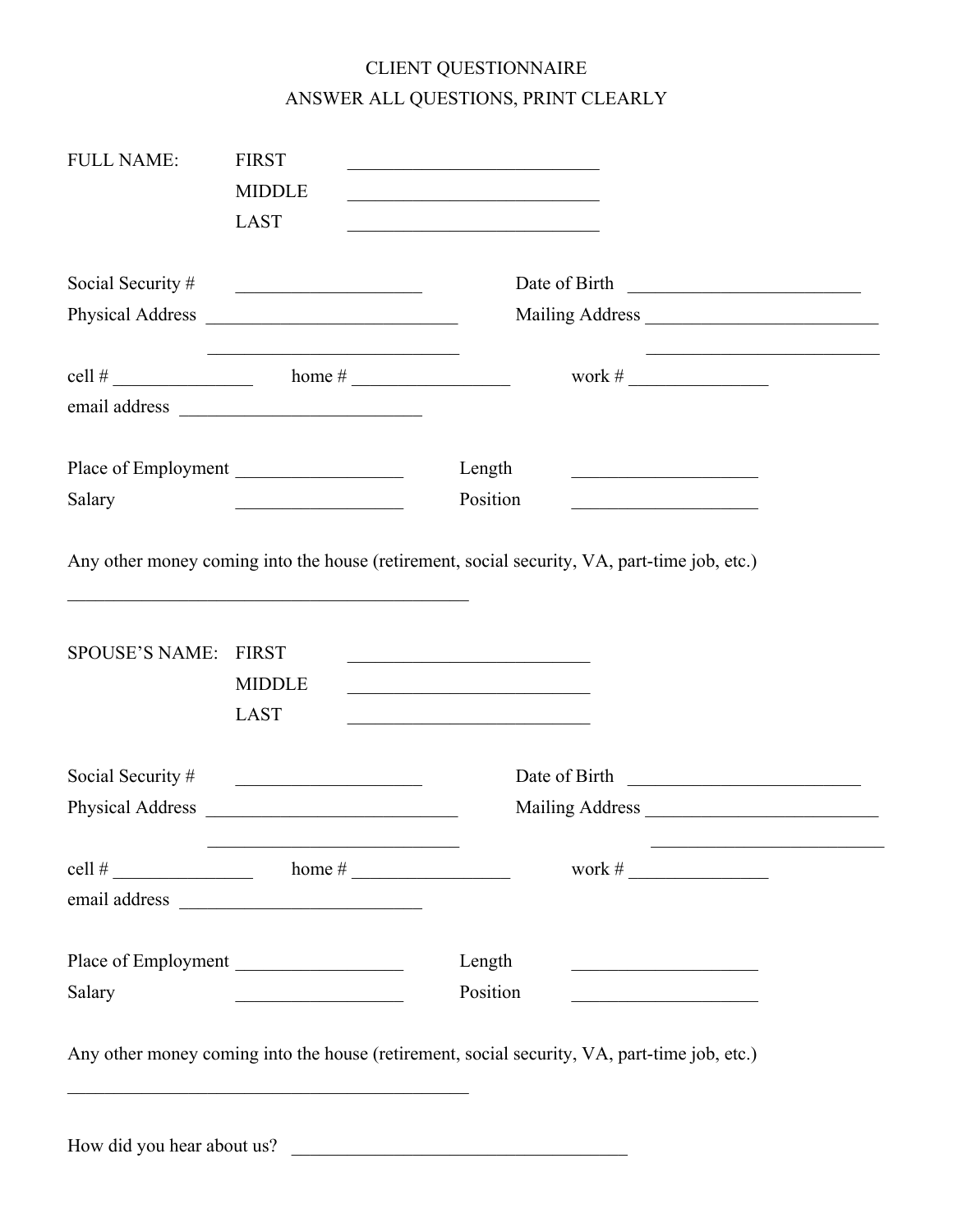# CLIENT QUESTIONNAIRE

## ANSWER ALL QUESTIONS, PRINT CLEARLY

FULL NAME: FIRST ____________________________

MIDDLE ____________________________

LAST ____________________________

Social Security # ____________________ Date of Birth __________________________

Physical Address ____________________________ Mailing Address __________________________

____________________________ __________________________

cell # _______________ home # _________________ work # _______________

email address ___________________________

Place of Employment __________________ Length ____________________

Salary __________________ Position ____________________

Any other money coming into the house (retirement, social security, VA, part-time job, etc.)

_____________________________________________

SPOUSE'S NAME: FIRST ___________________________

MIDDLE ___________________________

LAST ___________________________

Social Security # ____________________ Date of Birth __________________________

Physical Address ____________________________ Mailing Address __________________________

____________________________ __________________________

cell # _______________ home # _________________ work # _______________

email address ___________________________

Place of Employment __________________ Length ____________________

Salary __________________ Position ____________________

Any other money coming into the house (retirement, social security, VA, part-time job, etc.)

_____________________________________________

How did you hear about us? _____________________________________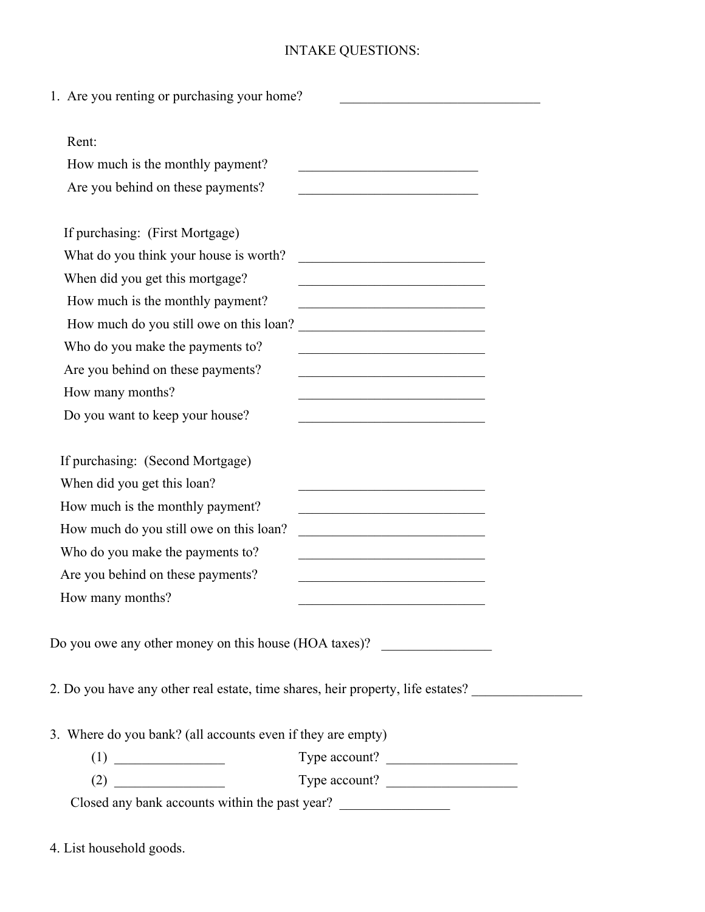# INTAKE QUESTIONS:

1. Are you renting or purchasing your home? ______________________________

Rent:

How much is the monthly payment? __________________________

Are you behind on these payments? __________________________

If purchasing: (First Mortgage)

What do you think your house is worth? ___________________________

When did you get this mortgage? ___________________________

How much is the monthly payment? ___________________________

How much do you still owe on this loan? ___________________________

Who do you make the payments to? ___________________________

Are you behind on these payments? ___________________________

How many months? ___________________________

Do you want to keep your house? ___________________________

If purchasing: (Second Mortgage)

When did you get this loan? ___________________________

How much is the monthly payment? ___________________________

How much do you still owe on this loan? ___________________________

Who do you make the payments to? ___________________________

Are you behind on these payments? ___________________________

How many months? ___________________________

Do you owe any other money on this house (HOA taxes)? ________________

2. Do you have any other real estate, time shares, heir property, life estates? ________________

3. Where do you bank? (all accounts even if they are empty)

   (1) ________________ Type account? ___________________

   (2) ________________ Type account? ___________________

   Closed any bank accounts within the past year? ________________

4. List household goods.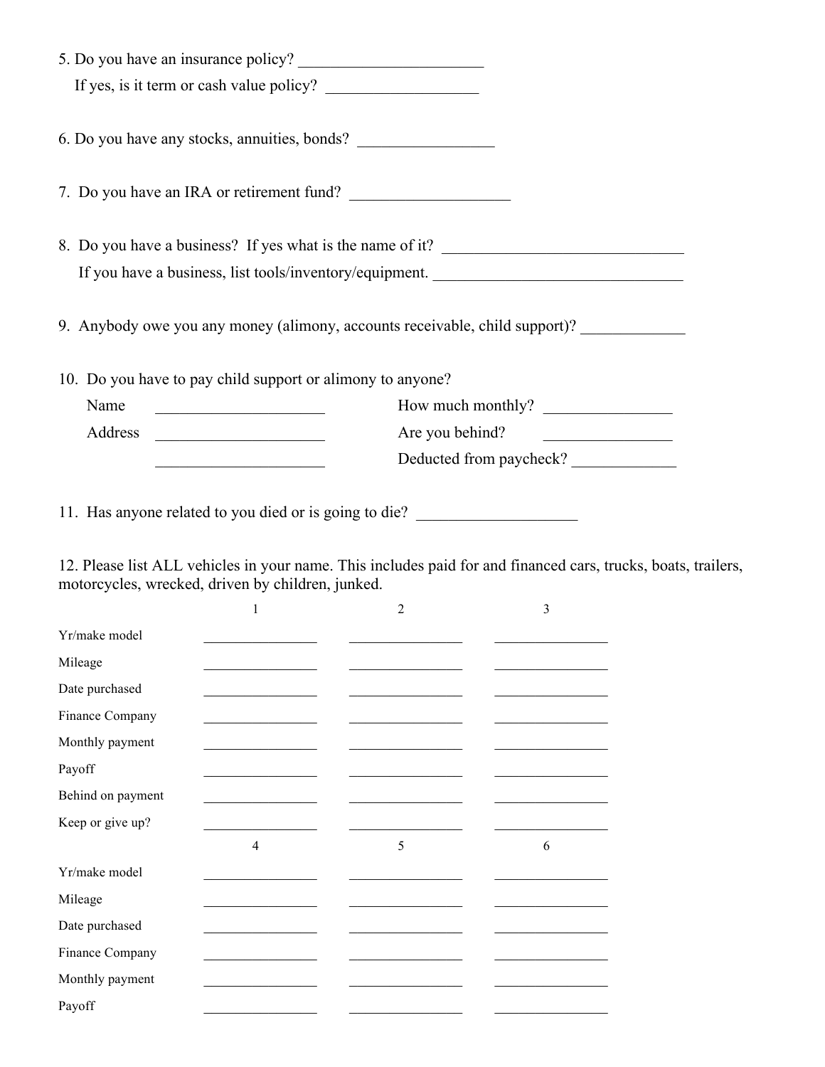5. Do you have an insurance policy? ______________________

   If yes, is it term or cash value policy? __________________

6. Do you have any stocks, annuities, bonds? ________________

7. Do you have an IRA or retirement fund? ___________________

8. Do you have a business? If yes what is the name of it? ______________________________

   If you have a business, list tools/inventory/equipment. _______________________________

9. Anybody owe you any money (alimony, accounts receivable, child support)? _____________

10. Do you have to pay child support or alimony to anyone?

    Name ____________________ How much monthly? _______________

    Address ____________________ Are you behind? _______________

    ____________________ Deducted from paycheck? _____________

11. Has anyone related to you died or is going to die? ___________________

12. Please list ALL vehicles in your name. This includes paid for and financed cars, trucks, boats, trailers, motorcycles, wrecked, driven by children, junked.

| | 1 | 2 | 3 |
|---|---|---|---|
| Yr/make model | | | |
| Mileage | | | |
| Date purchased | | | |
| Finance Company | | | |
| Monthly payment | | | |
| Payoff | | | |
| Behind on payment | | | |
| Keep or give up? | | | |

| | 4 | 5 | 6 |
|---|---|---|---|
| Yr/make model | | | |
| Mileage | | | |
| Date purchased | | | |
| Finance Company | | | |
| Monthly payment | | | |
| Payoff | | | |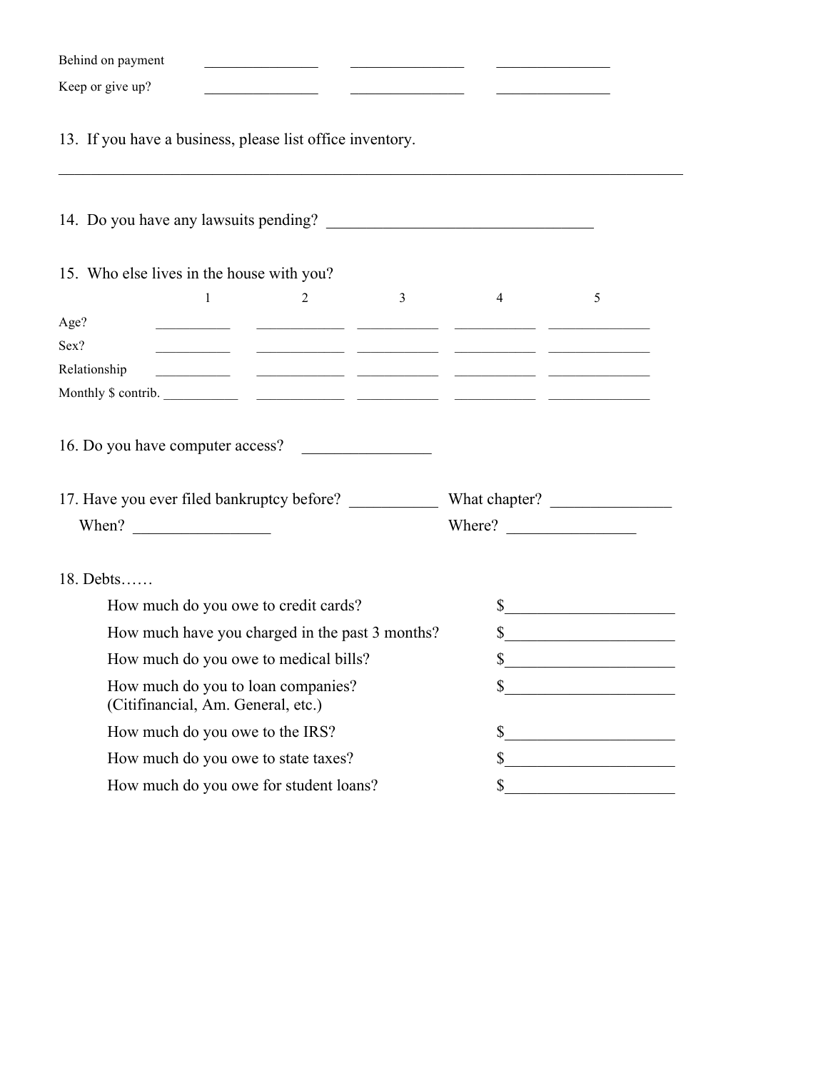| | | | |
|---|---|---|---|
| Behind on payment | ________________ | ________________ | ________________ |
| Keep or give up? | ________________ | ________________ | ________________ |

13. If you have a business, please list office inventory.

______________________________________________________________________________

14. Do you have any lawsuits pending? _________________________________

15. Who else lives in the house with you?

| | 1 | 2 | 3 | 4 | 5 |
|---|---|---|---|---|---|
| Age? | ___________ | _____________ | ____________ | ____________ | _______________ |
| Sex? | ___________ | _____________ | ____________ | ____________ | _______________ |
| Relationship | ___________ | _____________ | ____________ | ____________ | _______________ |
| Monthly $ contrib. | ___________ | _____________ | ____________ | ____________ | _______________ |

16. Do you have computer access? ________________

17. Have you ever filed bankruptcy before? ___________ What chapter? _______________

When? _________________ Where? ________________

18. Debts……

| | |
|---|---|
| How much do you owe to credit cards? | $_____________________ |
| How much have you charged in the past 3 months? | $_____________________ |
| How much do you owe to medical bills? | $_____________________ |
| How much do you to loan companies? (Citifinancial, Am. General, etc.) | $_____________________ |
| How much do you owe to the IRS? | $_____________________ |
| How much do you owe to state taxes? | $_____________________ |
| How much do you owe for student loans? | $_____________________ |